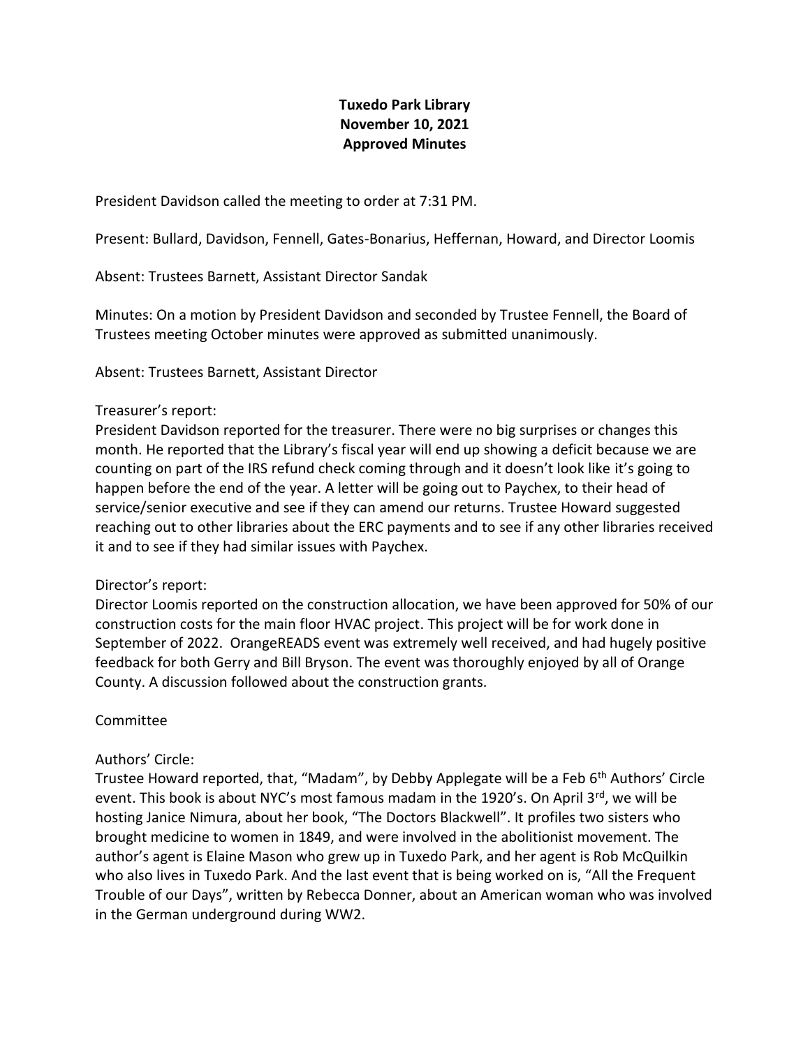**Tuxedo Park Library**
**November 10, 2021**
**Approved Minutes**

President Davidson called the meeting to order at 7:31 PM.

Present: Bullard, Davidson, Fennell, Gates-Bonarius, Heffernan, Howard, and Director Loomis

Absent: Trustees Barnett, Assistant Director Sandak

Minutes: On a motion by President Davidson and seconded by Trustee Fennell, the Board of Trustees meeting October minutes were approved as submitted unanimously.

Absent: Trustees Barnett, Assistant Director

Treasurer's report:
President Davidson reported for the treasurer. There were no big surprises or changes this month. He reported that the Library's fiscal year will end up showing a deficit because we are counting on part of the IRS refund check coming through and it doesn't look like it's going to happen before the end of the year. A letter will be going out to Paychex, to their head of service/senior executive and see if they can amend our returns. Trustee Howard suggested reaching out to other libraries about the ERC payments and to see if any other libraries received it and to see if they had similar issues with Paychex.

Director's report:
Director Loomis reported on the construction allocation, we have been approved for 50% of our construction costs for the main floor HVAC project. This project will be for work done in September of 2022. OrangeREADS event was extremely well received, and had hugely positive feedback for both Gerry and Bill Bryson. The event was thoroughly enjoyed by all of Orange County. A discussion followed about the construction grants.

Committee

Authors' Circle:
Trustee Howard reported, that, "Madam", by Debby Applegate will be a Feb 6th Authors' Circle event. This book is about NYC's most famous madam in the 1920's. On April 3rd, we will be hosting Janice Nimura, about her book, "The Doctors Blackwell". It profiles two sisters who brought medicine to women in 1849, and were involved in the abolitionist movement. The author's agent is Elaine Mason who grew up in Tuxedo Park, and her agent is Rob McQuilkin who also lives in Tuxedo Park. And the last event that is being worked on is, "All the Frequent Trouble of our Days", written by Rebecca Donner, about an American woman who was involved in the German underground during WW2.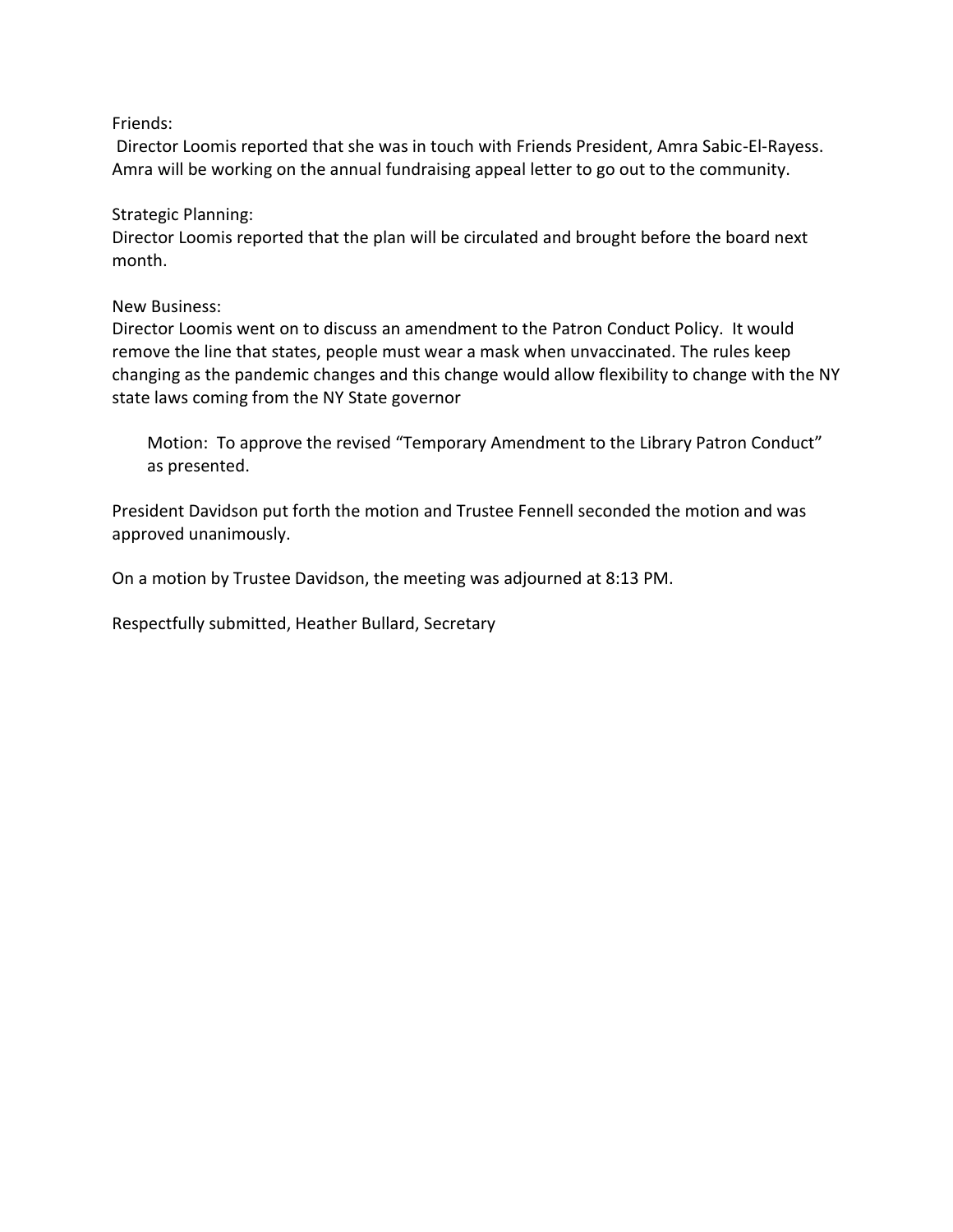Friends:

Director Loomis reported that she was in touch with Friends President, Amra Sabic-El-Rayess. Amra will be working on the annual fundraising appeal letter to go out to the community.

Strategic Planning:

Director Loomis reported that the plan will be circulated and brought before the board next month.

New Business:

Director Loomis went on to discuss an amendment to the Patron Conduct Policy. It would remove the line that states, people must wear a mask when unvaccinated. The rules keep changing as the pandemic changes and this change would allow flexibility to change with the NY state laws coming from the NY State governor

> Motion: To approve the revised “Temporary Amendment to the Library Patron Conduct” as presented.

President Davidson put forth the motion and Trustee Fennell seconded the motion and was approved unanimously.

On a motion by Trustee Davidson, the meeting was adjourned at 8:13 PM.

Respectfully submitted, Heather Bullard, Secretary